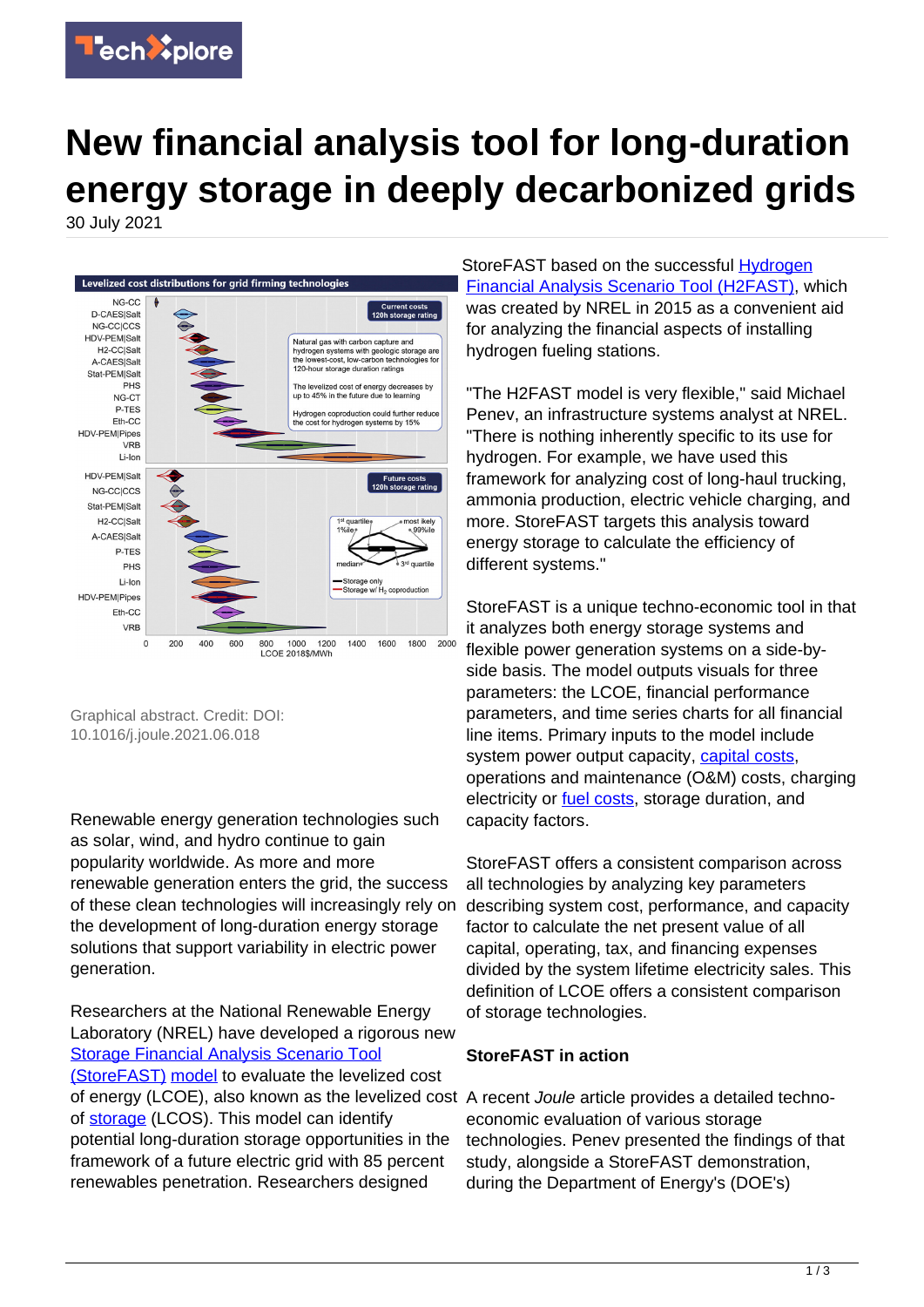# New financial analysis tool for long-duration energy storage in deeply decarbonized grids

30 July 2021

Graphical abstract. Credit: DOI: 10.1016/j.joule.2021.06.018

Renewable energy generation technologies such as solar, wind, and hydro continue to gain popularity worldwide. As more and more renewable generation enters the grid, the success of these clean technologies will increasingly rely on the development of long-duration energy storage solutions that support variability in electric power generation.

Researchers at the National Renewable Energy Laboratory (NREL) have developed a rigorous new Storage Financial Analysis Scenario Tool (StoreFAST) model to evaluate the levelized cost of energy (LCOE), also known as the levelized cost of storage (LCOS). This model can identify potential long-duration storage opportunities in the framework of a future electric grid with 85 percent renewables penetration. Researchers designed StoreFAST based on the successful Hydrogen Financial Analysis Scenario Tool (H2FAST), which was created by NREL in 2015 as a convenient aid for analyzing the financial aspects of installing hydrogen fueling stations.

"The H2FAST model is very flexible," said Michael Penev, an infrastructure systems analyst at NREL. "There is nothing inherently specific to its use for hydrogen. For example, we have used this framework for analyzing cost of long-haul trucking, ammonia production, electric vehicle charging, and more. StoreFAST targets this analysis toward energy storage to calculate the efficiency of different systems."

StoreFAST is a unique techno-economic tool in that it analyzes both energy storage systems and flexible power generation systems on a side-by-side basis. The model outputs visuals for three parameters: the LCOE, financial performance parameters, and time series charts for all financial line items. Primary inputs to the model include system power output capacity, capital costs, operations and maintenance (O&M) costs, charging electricity or fuel costs, storage duration, and capacity factors.

StoreFAST offers a consistent comparison across all technologies by analyzing key parameters describing system cost, performance, and capacity factor to calculate the net present value of all capital, operating, tax, and financing expenses divided by the system lifetime electricity sales. This definition of LCOE offers a consistent comparison of storage technologies.

**StoreFAST in action**

A recent *Joule* article provides a detailed techno-economic evaluation of various storage technologies. Penev presented the findings of that study, alongside a StoreFAST demonstration, during the Department of Energy's (DOE's)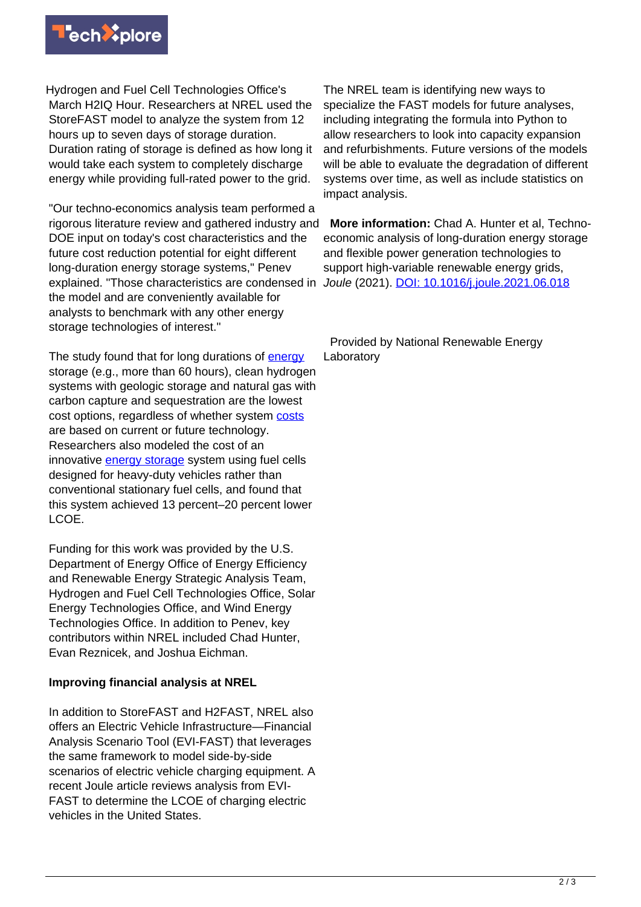Hydrogen and Fuel Cell Technologies Office's March H2IQ Hour. Researchers at NREL used the StoreFAST model to analyze the system from 12 hours up to seven days of storage duration. Duration rating of storage is defined as how long it would take each system to completely discharge energy while providing full-rated power to the grid.

"Our techno-economics analysis team performed a rigorous literature review and gathered industry and DOE input on today's cost characteristics and the future cost reduction potential for eight different long-duration energy storage systems," Penev explained. "Those characteristics are condensed in the model and are conveniently available for analysts to benchmark with any other energy storage technologies of interest."

The study found that for long durations of energy storage (e.g., more than 60 hours), clean hydrogen systems with geologic storage and natural gas with carbon capture and sequestration are the lowest cost options, regardless of whether system costs are based on current or future technology. Researchers also modeled the cost of an innovative energy storage system using fuel cells designed for heavy-duty vehicles rather than conventional stationary fuel cells, and found that this system achieved 13 percent–20 percent lower LCOE.

Funding for this work was provided by the U.S. Department of Energy Office of Energy Efficiency and Renewable Energy Strategic Analysis Team, Hydrogen and Fuel Cell Technologies Office, Solar Energy Technologies Office, and Wind Energy Technologies Office. In addition to Penev, key contributors within NREL included Chad Hunter, Evan Reznicek, and Joshua Eichman.

**Improving financial analysis at NREL**

In addition to StoreFAST and H2FAST, NREL also offers an Electric Vehicle Infrastructure—Financial Analysis Scenario Tool (EVI-FAST) that leverages the same framework to model side-by-side scenarios of electric vehicle charging equipment. A recent Joule article reviews analysis from EVI-FAST to determine the LCOE of charging electric vehicles in the United States.

The NREL team is identifying new ways to specialize the FAST models for future analyses, including integrating the formula into Python to allow researchers to look into capacity expansion and refurbishments. Future versions of the models will be able to evaluate the degradation of different systems over time, as well as include statistics on impact analysis.

**More information:** Chad A. Hunter et al, Techno-economic analysis of long-duration energy storage and flexible power generation technologies to support high-variable renewable energy grids, *Joule* (2021). DOI: 10.1016/j.joule.2021.06.018

Provided by National Renewable Energy Laboratory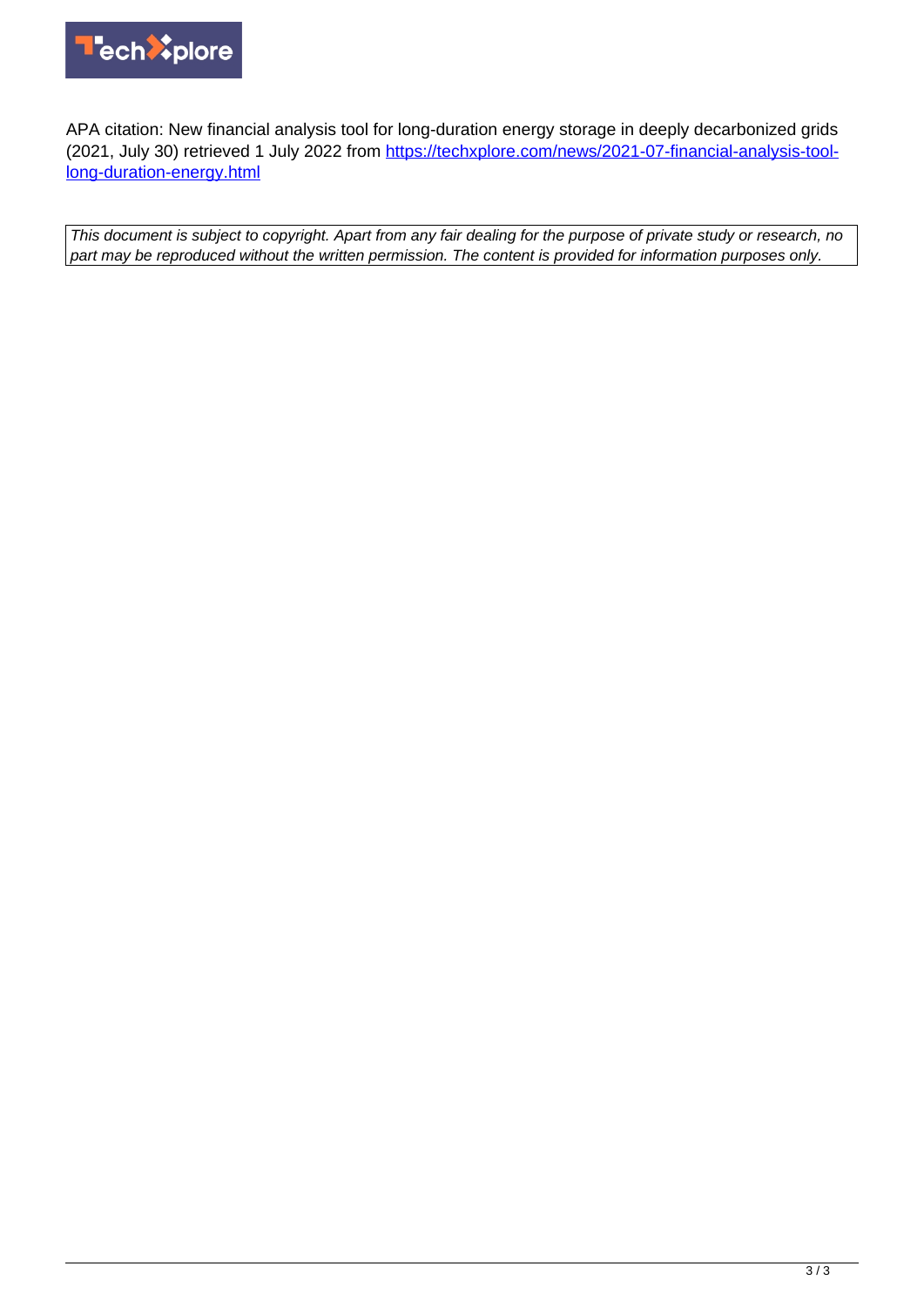APA citation: New financial analysis tool for long-duration energy storage in deeply decarbonized grids (2021, July 30) retrieved 1 July 2022 from https://techxplore.com/news/2021-07-financial-analysis-tool-long-duration-energy.html

*This document is subject to copyright. Apart from any fair dealing for the purpose of private study or research, no part may be reproduced without the written permission. The content is provided for information purposes only.*